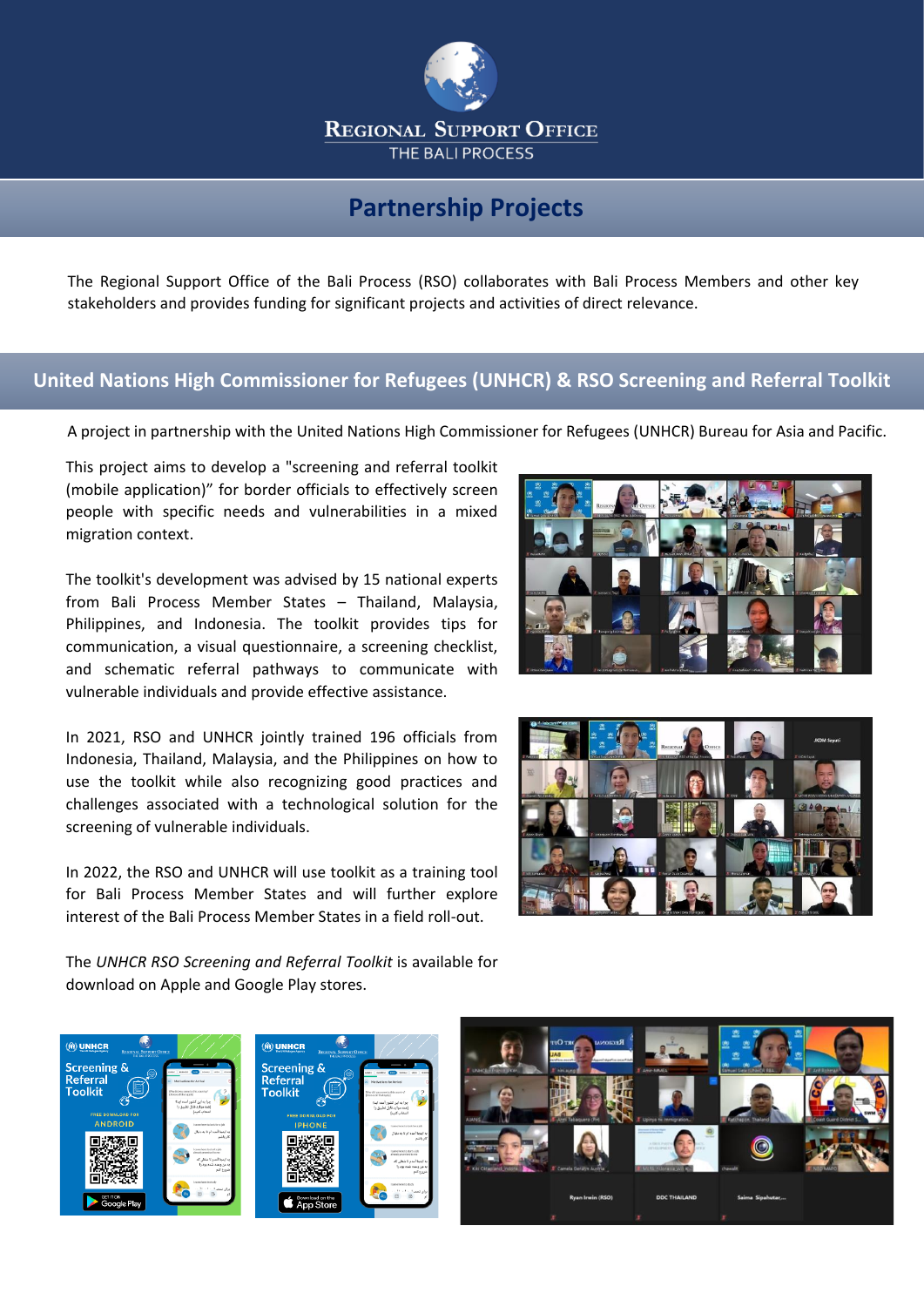# Partnership Projects

The Regional Support Office of the Bali Process (RSO) collaborates with Bali Process Members and other key stakeholders and provides funding for significant projects and activities of direct relevance.

## United Nations High Commissioner for Refugees (UNHCR) & RSO Screening and Referral Toolkit

A project in partnership with the United Nations High Commissioner for Refugees (UNHCR) Bureau for Asia and Pacific.

This project aims to develop a "screening and referral toolkit (mobile application)" for border officials to effectively screen people with specific needs and vulnerabilities in a mixed migration context.

The toolkit's development was advised by 15 national experts from Bali Process Member States – Thailand, Malaysia, Philippines, and Indonesia. The toolkit provides tips for communication, a visual questionnaire, a screening checklist, and schematic referral pathways to communicate with vulnerable individuals and provide effective assistance.

In 2021, RSO and UNHCR jointly trained 196 officials from Indonesia, Thailand, Malaysia, and the Philippines on how to use the toolkit while also recognizing good practices and challenges associated with a technological solution for the screening of vulnerable individuals.

In 2022, the RSO and UNHCR will use toolkit as a training tool for Bali Process Member States and will further explore interest of the Bali Process Member States in a field roll-out.

The *UNHCR RSO Screening and Referral Toolkit* is available for download on Apple and Google Play stores.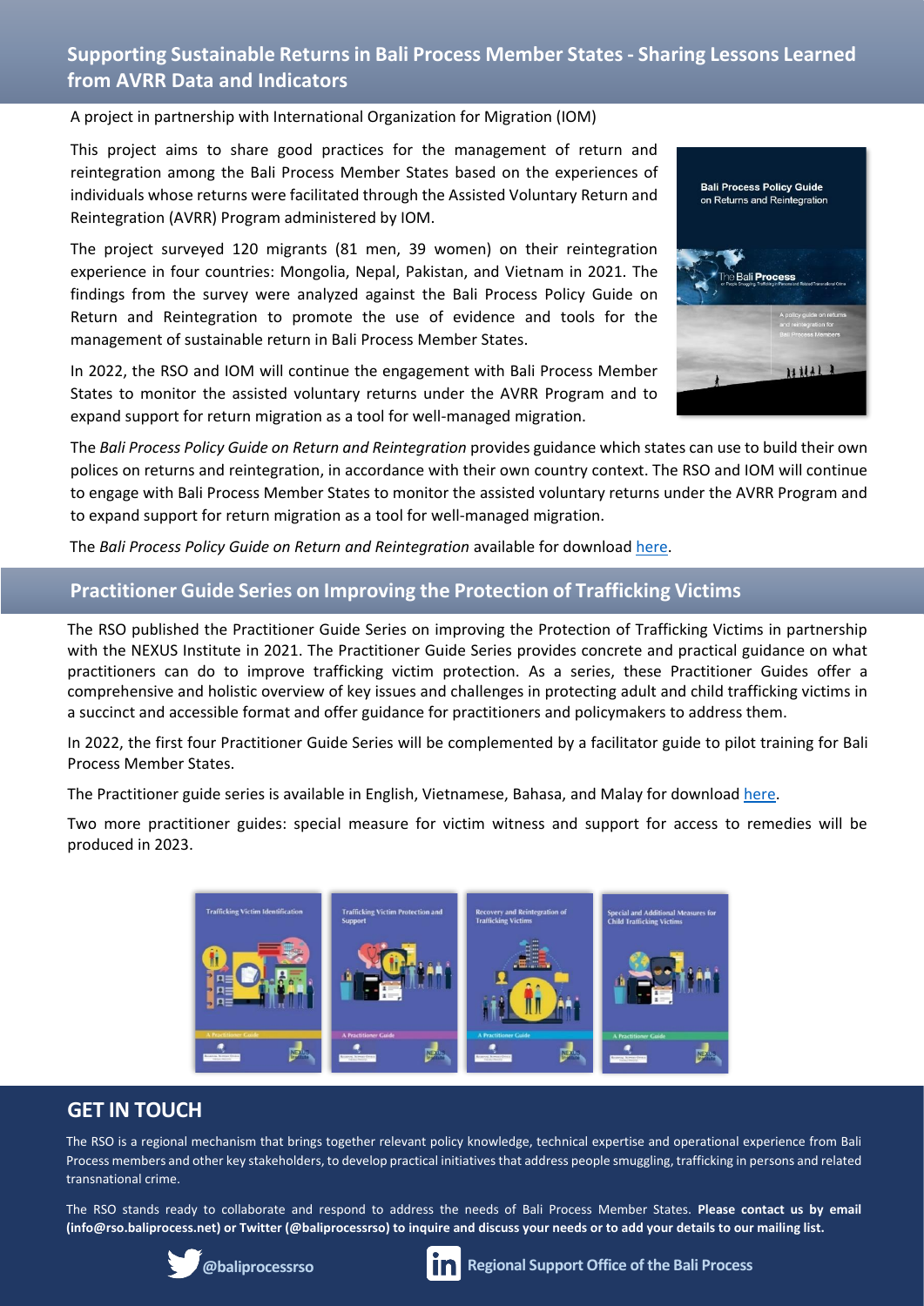## Supporting Sustainable Returns in Bali Process Member States - Sharing Lessons Learned from AVRR Data and Indicators

A project in partnership with International Organization for Migration (IOM)

This project aims to share good practices for the management of return and reintegration among the Bali Process Member States based on the experiences of individuals whose returns were facilitated through the Assisted Voluntary Return and Reintegration (AVRR) Program administered by IOM.

The project surveyed 120 migrants (81 men, 39 women) on their reintegration experience in four countries: Mongolia, Nepal, Pakistan, and Vietnam in 2021. The findings from the survey were analyzed against the Bali Process Policy Guide on Return and Reintegration to promote the use of evidence and tools for the management of sustainable return in Bali Process Member States.

In 2022, the RSO and IOM will continue the engagement with Bali Process Member States to monitor the assisted voluntary returns under the AVRR Program and to expand support for return migration as a tool for well-managed migration.

The *Bali Process Policy Guide on Return and Reintegration* provides guidance which states can use to build their own polices on returns and reintegration, in accordance with their own country context. The RSO and IOM will continue to engage with Bali Process Member States to monitor the assisted voluntary returns under the AVRR Program and to expand support for return migration as a tool for well-managed migration.

The *Bali Process Policy Guide on Return and Reintegration* available for download here.

## Practitioner Guide Series on Improving the Protection of Trafficking Victims

The RSO published the Practitioner Guide Series on improving the Protection of Trafficking Victims in partnership with the NEXUS Institute in 2021. The Practitioner Guide Series provides concrete and practical guidance on what practitioners can do to improve trafficking victim protection. As a series, these Practitioner Guides offer a comprehensive and holistic overview of key issues and challenges in protecting adult and child trafficking victims in a succinct and accessible format and offer guidance for practitioners and policymakers to address them.

In 2022, the first four Practitioner Guide Series will be complemented by a facilitator guide to pilot training for Bali Process Member States.

The Practitioner guide series is available in English, Vietnamese, Bahasa, and Malay for download here.

Two more practitioner guides: special measure for victim witness and support for access to remedies will be produced in 2023.

## GET IN TOUCH

The RSO is a regional mechanism that brings together relevant policy knowledge, technical expertise and operational experience from Bali Process members and other key stakeholders, to develop practical initiatives that address people smuggling, trafficking in persons and related transnational crime.

The RSO stands ready to collaborate and respond to address the needs of Bali Process Member States. **Please contact us by email (info@rso.baliprocess.net) or Twitter (@baliprocessrso) to inquire and discuss your needs or to add your details to our mailing list.**

@baliprocessrso

Regional Support Office of the Bali Process